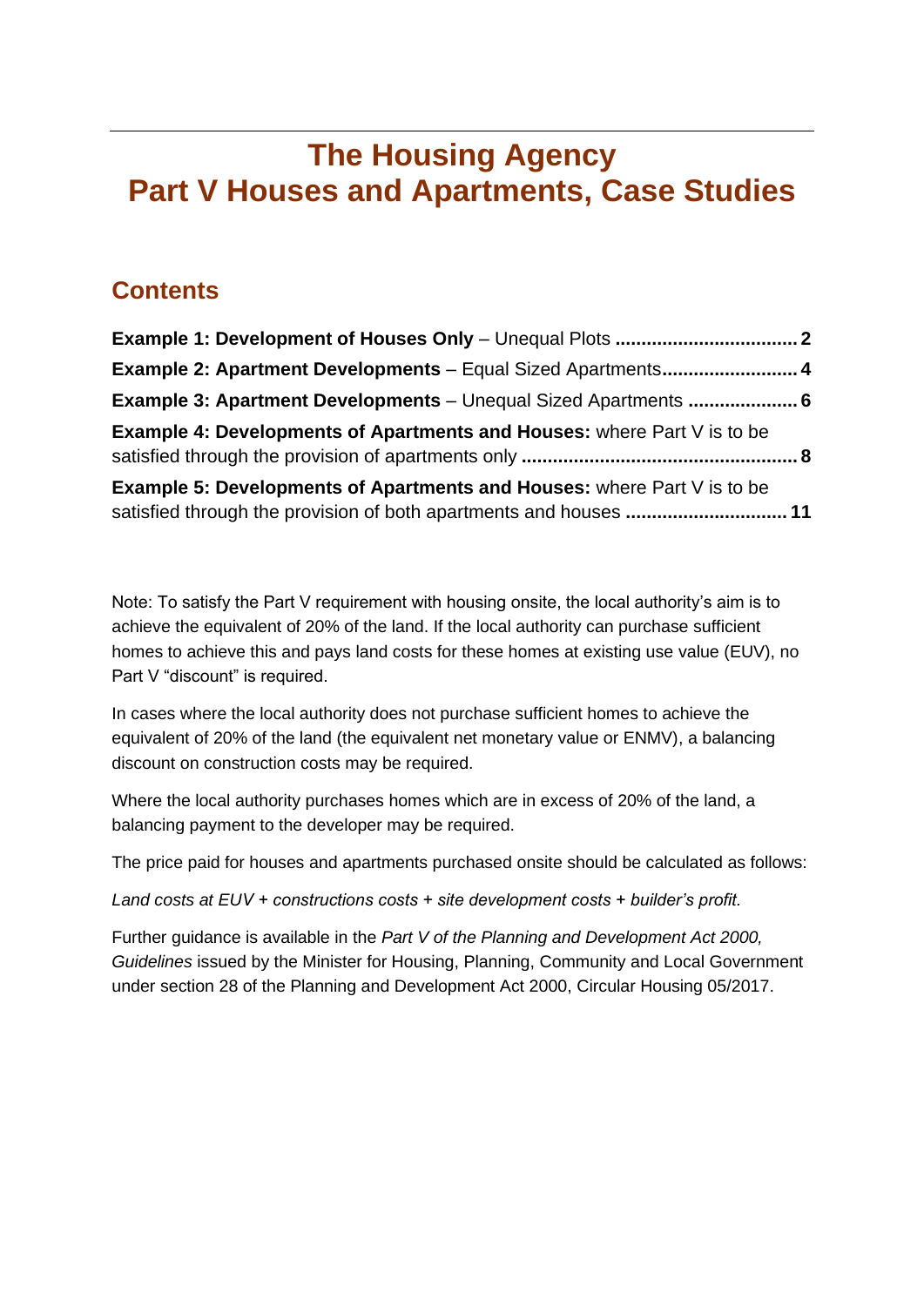# The Housing Agency
# Part V Houses and Apartments, Case Studies

## Contents

**Example 1: Development of Houses Only** – Unequal Plots .................................. **2**

**Example 2: Apartment Developments** – Equal Sized Apartments.......................... **4**

**Example 3: Apartment Developments** – Unequal Sized Apartments ..................... **6**

**Example 4: Developments of Apartments and Houses:** where Part V is to be satisfied through the provision of apartments only .................................................... **8**

**Example 5: Developments of Apartments and Houses:** where Part V is to be satisfied through the provision of both apartments and houses .............................. **11**

Note: To satisfy the Part V requirement with housing onsite, the local authority's aim is to achieve the equivalent of 20% of the land. If the local authority can purchase sufficient homes to achieve this and pays land costs for these homes at existing use value (EUV), no Part V "discount" is required.

In cases where the local authority does not purchase sufficient homes to achieve the equivalent of 20% of the land (the equivalent net monetary value or ENMV), a balancing discount on construction costs may be required.

Where the local authority purchases homes which are in excess of 20% of the land, a balancing payment to the developer may be required.

The price paid for houses and apartments purchased onsite should be calculated as follows:

*Land costs at EUV + constructions costs + site development costs + builder's profit.*

Further guidance is available in the *Part V of the Planning and Development Act 2000, Guidelines* issued by the Minister for Housing, Planning, Community and Local Government under section 28 of the Planning and Development Act 2000, Circular Housing 05/2017.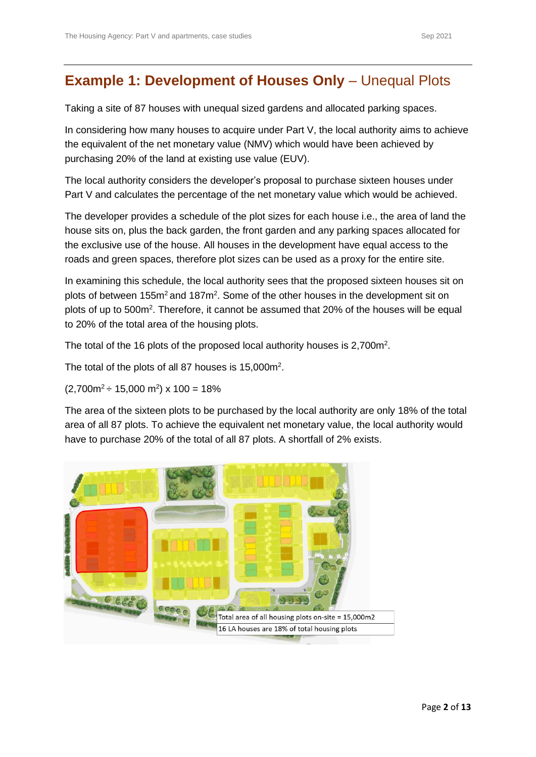## Example 1: Development of Houses Only – Unequal Plots

Taking a site of 87 houses with unequal sized gardens and allocated parking spaces.

In considering how many houses to acquire under Part V, the local authority aims to achieve the equivalent of the net monetary value (NMV) which would have been achieved by purchasing 20% of the land at existing use value (EUV).

The local authority considers the developer's proposal to purchase sixteen houses under Part V and calculates the percentage of the net monetary value which would be achieved.

The developer provides a schedule of the plot sizes for each house i.e., the area of land the house sits on, plus the back garden, the front garden and any parking spaces allocated for the exclusive use of the house. All houses in the development have equal access to the roads and green spaces, therefore plot sizes can be used as a proxy for the entire site.

In examining this schedule, the local authority sees that the proposed sixteen houses sit on plots of between $155m^2$ and $187m^2$. Some of the other houses in the development sit on plots of up to $500m^2$. Therefore, it cannot be assumed that 20% of the houses will be equal to 20% of the total area of the housing plots.

The total of the 16 plots of the proposed local authority houses is $2,700m^2$.

The total of the plots of all 87 houses is $15,000m^2$.

$(2,700m^2 \div 15,000\ m^2) \times 100 = 18\%$

The area of the sixteen plots to be purchased by the local authority are only 18% of the total area of all 87 plots. To achieve the equivalent net monetary value, the local authority would have to purchase 20% of the total of all 87 plots. A shortfall of 2% exists.

Total area of all housing plots on-site = 15,000m2

16 LA houses are 18% of total housing plots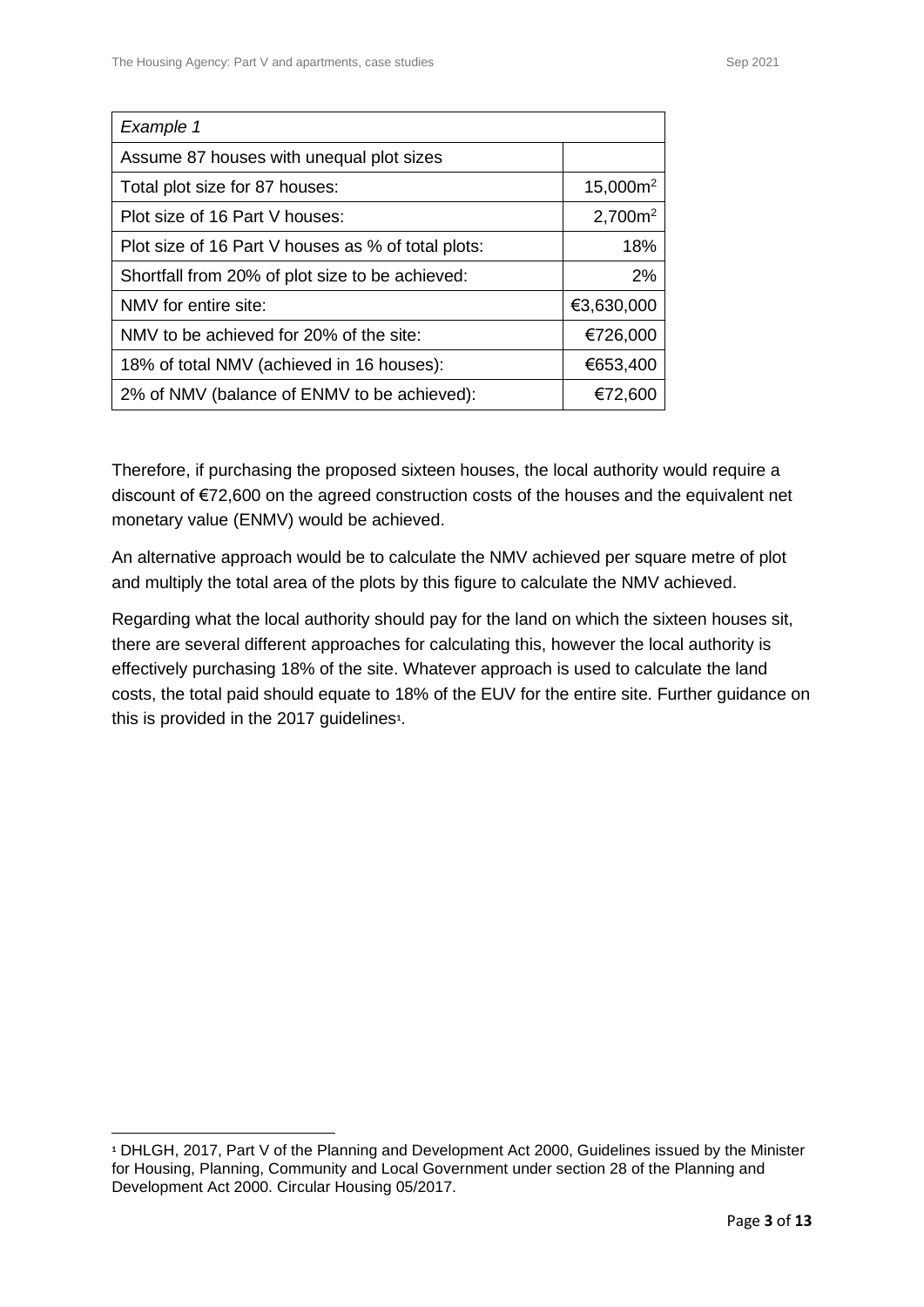| *Example 1* | |
|---|---|
| Assume 87 houses with unequal plot sizes | |
| Total plot size for 87 houses: | 15,000m$^2$ |
| Plot size of 16 Part V houses: | 2,700m$^2$ |
| Plot size of 16 Part V houses as % of total plots: | 18% |
| Shortfall from 20% of plot size to be achieved: | 2% |
| NMV for entire site: | €3,630,000 |
| NMV to be achieved for 20% of the site: | €726,000 |
| 18% of total NMV (achieved in 16 houses): | €653,400 |
| 2% of NMV (balance of ENMV to be achieved): | €72,600 |

Therefore, if purchasing the proposed sixteen houses, the local authority would require a discount of €72,600 on the agreed construction costs of the houses and the equivalent net monetary value (ENMV) would be achieved.

An alternative approach would be to calculate the NMV achieved per square metre of plot and multiply the total area of the plots by this figure to calculate the NMV achieved.

Regarding what the local authority should pay for the land on which the sixteen houses sit, there are several different approaches for calculating this, however the local authority is effectively purchasing 18% of the site. Whatever approach is used to calculate the land costs, the total paid should equate to 18% of the EUV for the entire site. Further guidance on this is provided in the 2017 guidelines[1].

[1] DHLGH, 2017, Part V of the Planning and Development Act 2000, Guidelines issued by the Minister for Housing, Planning, Community and Local Government under section 28 of the Planning and Development Act 2000. Circular Housing 05/2017.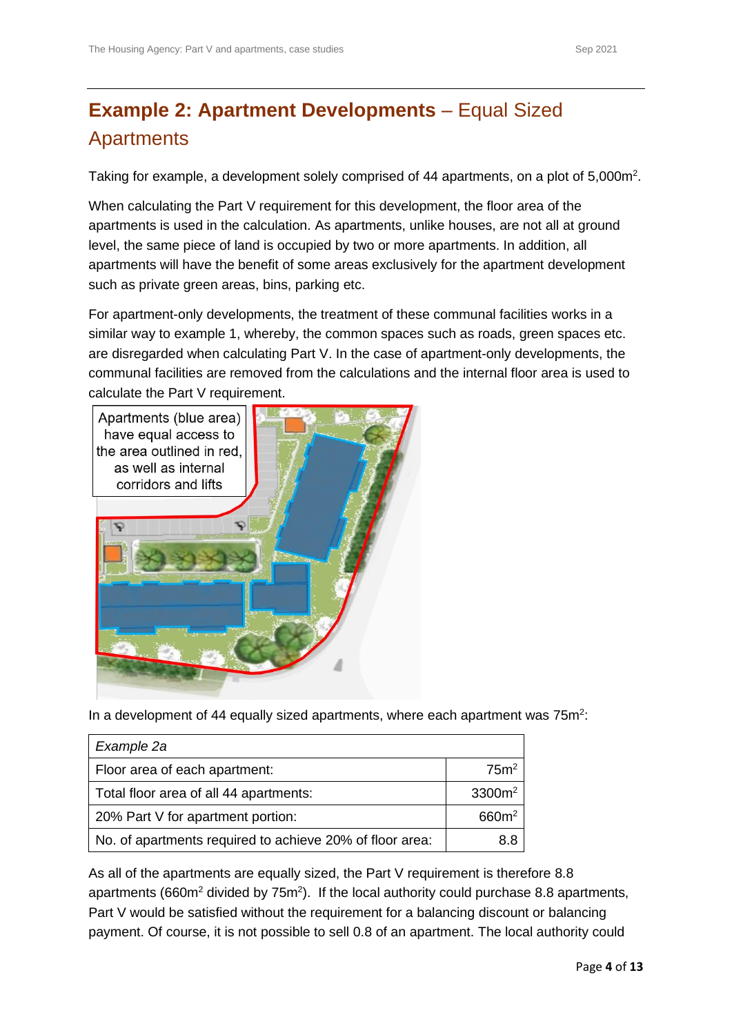## **Example 2: Apartment Developments** – Equal Sized Apartments

Taking for example, a development solely comprised of 44 apartments, on a plot of 5,000m$^2$.

When calculating the Part V requirement for this development, the floor area of the apartments is used in the calculation. As apartments, unlike houses, are not all at ground level, the same piece of land is occupied by two or more apartments. In addition, all apartments will have the benefit of some areas exclusively for the apartment development such as private green areas, bins, parking etc.

For apartment-only developments, the treatment of these communal facilities works in a similar way to example 1, whereby, the common spaces such as roads, green spaces etc. are disregarded when calculating Part V. In the case of apartment-only developments, the communal facilities are removed from the calculations and the internal floor area is used to calculate the Part V requirement.

Apartments (blue area) have equal access to the area outlined in red, as well as internal corridors and lifts

In a development of 44 equally sized apartments, where each apartment was 75m$^2$:

| *Example 2a* | |
|---|---|
| Floor area of each apartment: | 75m$^2$ |
| Total floor area of all 44 apartments: | 3300m$^2$ |
| 20% Part V for apartment portion: | 660m$^2$ |
| No. of apartments required to achieve 20% of floor area: | 8.8 |

As all of the apartments are equally sized, the Part V requirement is therefore 8.8 apartments (660m$^2$ divided by 75m$^2$). If the local authority could purchase 8.8 apartments, Part V would be satisfied without the requirement for a balancing discount or balancing payment. Of course, it is not possible to sell 0.8 of an apartment. The local authority could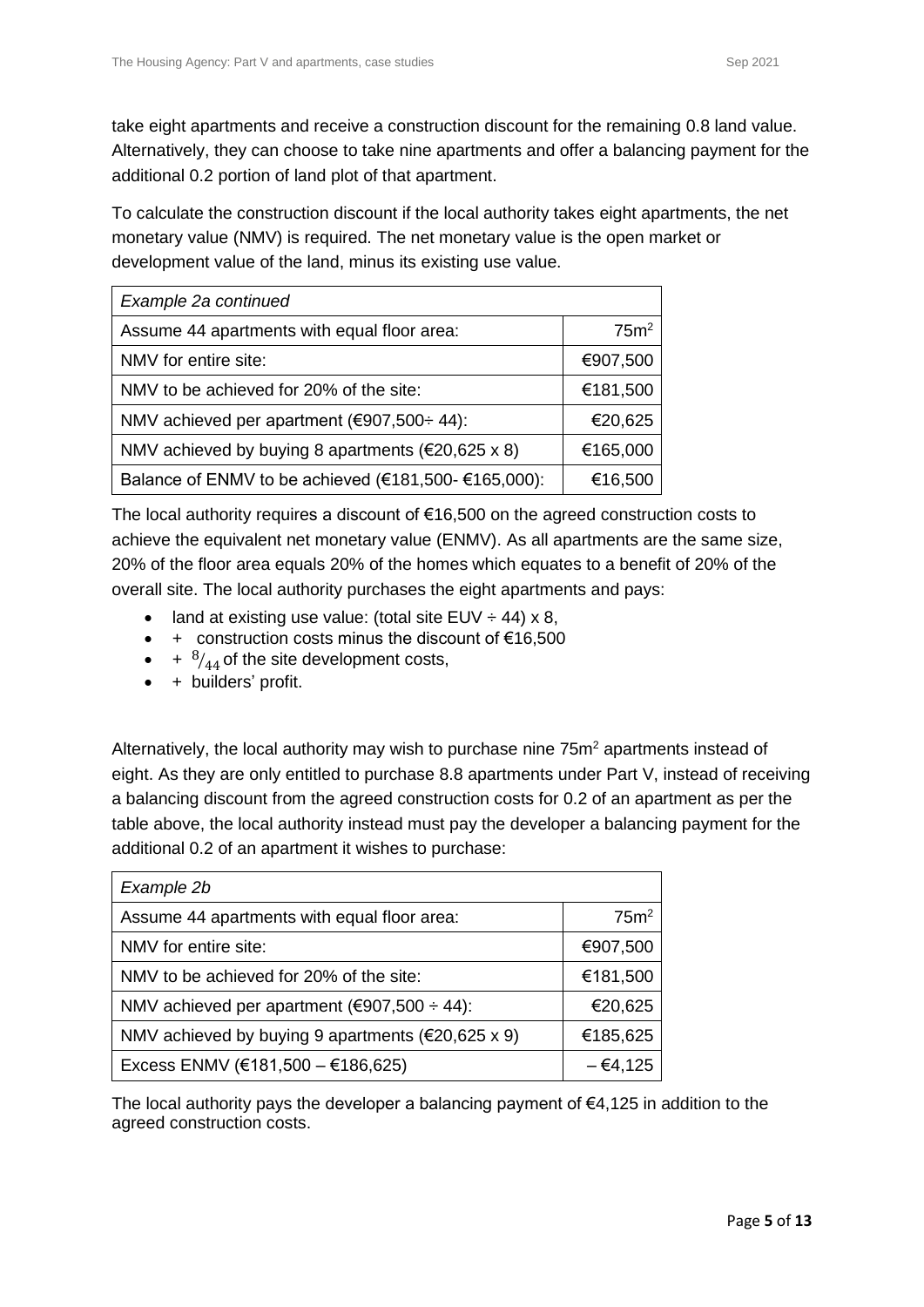take eight apartments and receive a construction discount for the remaining 0.8 land value. Alternatively, they can choose to take nine apartments and offer a balancing payment for the additional 0.2 portion of land plot of that apartment.

To calculate the construction discount if the local authority takes eight apartments, the net monetary value (NMV) is required. The net monetary value is the open market or development value of the land, minus its existing use value.

| *Example 2a continued* | |
|---|---|
| Assume 44 apartments with equal floor area: | 75m$^2$ |
| NMV for entire site: | €907,500 |
| NMV to be achieved for 20% of the site: | €181,500 |
| NMV achieved per apartment (€907,500÷ 44): | €20,625 |
| NMV achieved by buying 8 apartments (€20,625 x 8) | €165,000 |
| Balance of ENMV to be achieved (€181,500- €165,000): | €16,500 |

The local authority requires a discount of €16,500 on the agreed construction costs to achieve the equivalent net monetary value (ENMV). As all apartments are the same size, 20% of the floor area equals 20% of the homes which equates to a benefit of 20% of the overall site. The local authority purchases the eight apartments and pays:

- land at existing use value: (total site EUV ÷ 44) x 8,
- \+ construction costs minus the discount of €16,500
- \+ $^{8}/_{44}$ of the site development costs,
- \+ builders' profit.

Alternatively, the local authority may wish to purchase nine 75m$^2$ apartments instead of eight. As they are only entitled to purchase 8.8 apartments under Part V, instead of receiving a balancing discount from the agreed construction costs for 0.2 of an apartment as per the table above, the local authority instead must pay the developer a balancing payment for the additional 0.2 of an apartment it wishes to purchase:

| *Example 2b* | |
|---|---|
| Assume 44 apartments with equal floor area: | 75m$^2$ |
| NMV for entire site: | €907,500 |
| NMV to be achieved for 20% of the site: | €181,500 |
| NMV achieved per apartment (€907,500 ÷ 44): | €20,625 |
| NMV achieved by buying 9 apartments (€20,625 x 9) | €185,625 |
| Excess ENMV (€181,500 – €186,625) | – €4,125 |

The local authority pays the developer a balancing payment of €4,125 in addition to the agreed construction costs.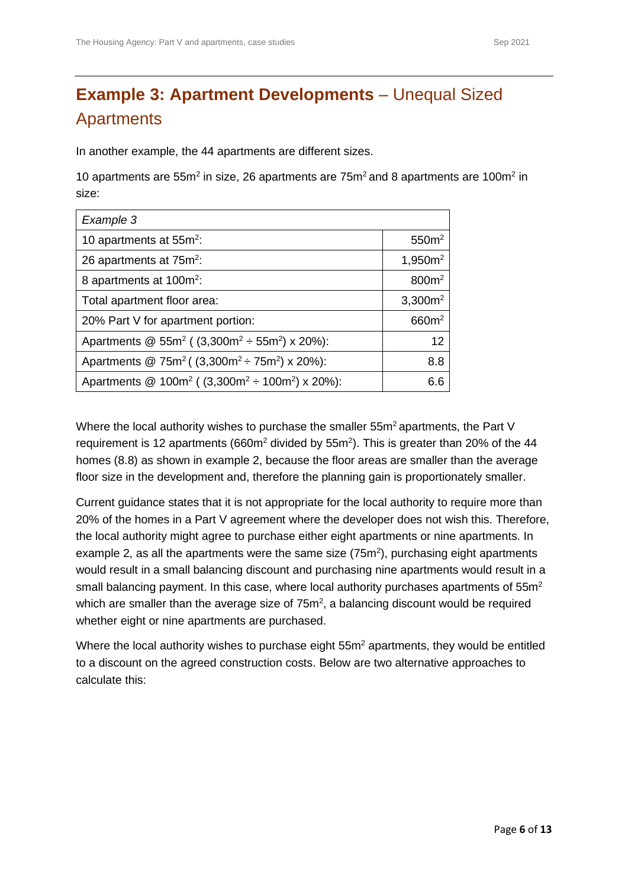## **Example 3: Apartment Developments** – Unequal Sized Apartments

In another example, the 44 apartments are different sizes.

10 apartments are $55m^2$ in size, 26 apartments are $75m^2$ and 8 apartments are $100m^2$ in size:

| *Example 3* | |
|---|---|
| 10 apartments at $55m^2$: | $550m^2$ |
| 26 apartments at $75m^2$: | $1,950m^2$ |
| 8 apartments at $100m^2$: | $800m^2$ |
| Total apartment floor area: | $3,300m^2$ |
| 20% Part V for apartment portion: | $660m^2$ |
| Apartments @ $55m^2$ ( $(3,300m^2 \div 55m^2) \times 20\%$): | 12 |
| Apartments @ $75m^2$ ( $(3,300m^2 \div 75m^2) \times 20\%$): | 8.8 |
| Apartments @ $100m^2$ ( $(3,300m^2 \div 100m^2) \times 20\%$): | 6.6 |

Where the local authority wishes to purchase the smaller $55m^2$ apartments, the Part V requirement is 12 apartments ($660m^2$ divided by $55m^2$). This is greater than 20% of the 44 homes (8.8) as shown in example 2, because the floor areas are smaller than the average floor size in the development and, therefore the planning gain is proportionately smaller.

Current guidance states that it is not appropriate for the local authority to require more than 20% of the homes in a Part V agreement where the developer does not wish this. Therefore, the local authority might agree to purchase either eight apartments or nine apartments. In example 2, as all the apartments were the same size ($75m^2$), purchasing eight apartments would result in a small balancing discount and purchasing nine apartments would result in a small balancing payment. In this case, where local authority purchases apartments of $55m^2$ which are smaller than the average size of $75m^2$, a balancing discount would be required whether eight or nine apartments are purchased.

Where the local authority wishes to purchase eight $55m^2$ apartments, they would be entitled to a discount on the agreed construction costs. Below are two alternative approaches to calculate this: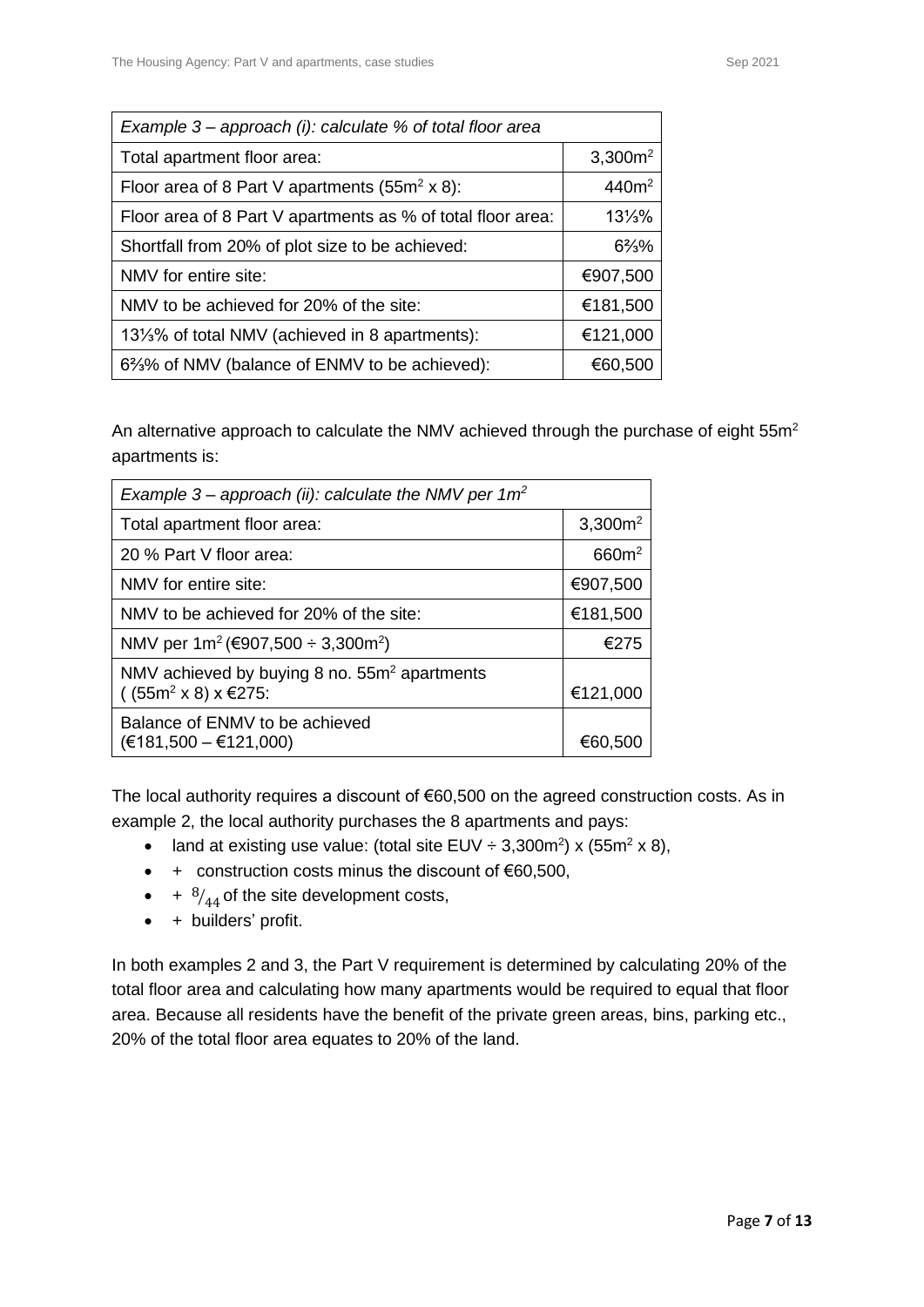| *Example 3 – approach (i): calculate % of total floor area* | |
|---|---|
| Total apartment floor area: | $3{,}300m^2$ |
| Floor area of 8 Part V apartments ($55m^2$ x 8): | $440m^2$ |
| Floor area of 8 Part V apartments as % of total floor area: | 13⅓% |
| Shortfall from 20% of plot size to be achieved: | 6⅔% |
| NMV for entire site: | €907,500 |
| NMV to be achieved for 20% of the site: | €181,500 |
| 13⅓% of total NMV (achieved in 8 apartments): | €121,000 |
| 6⅔% of NMV (balance of ENMV to be achieved): | €60,500 |

An alternative approach to calculate the NMV achieved through the purchase of eight $55m^2$ apartments is:

| *Example 3 – approach (ii): calculate the NMV per $1m^2$* | |
|---|---|
| Total apartment floor area: | $3{,}300m^2$ |
| 20 % Part V floor area: | $660m^2$ |
| NMV for entire site: | €907,500 |
| NMV to be achieved for 20% of the site: | €181,500 |
| NMV per $1m^2$ (€907,500 ÷ $3{,}300m^2$) | €275 |
| NMV achieved by buying 8 no. $55m^2$ apartments ( ($55m^2$ x 8) x €275: | €121,000 |
| Balance of ENMV to be achieved (€181,500 – €121,000) | €60,500 |

The local authority requires a discount of €60,500 on the agreed construction costs. As in example 2, the local authority purchases the 8 apartments and pays:

- land at existing use value: (total site EUV ÷ $3{,}300m^2$) x ($55m^2$ x 8),
- \+ construction costs minus the discount of €60,500,
- \+ $^{8}/_{44}$ of the site development costs,
- \+ builders' profit.

In both examples 2 and 3, the Part V requirement is determined by calculating 20% of the total floor area and calculating how many apartments would be required to equal that floor area. Because all residents have the benefit of the private green areas, bins, parking etc., 20% of the total floor area equates to 20% of the land.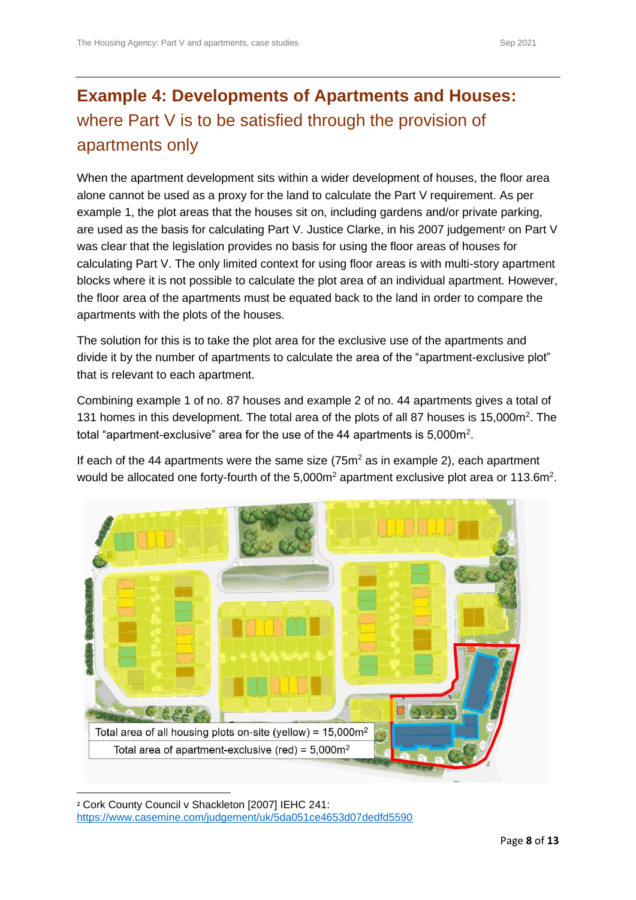## Example 4: Developments of Apartments and Houses: where Part V is to be satisfied through the provision of apartments only

When the apartment development sits within a wider development of houses, the floor area alone cannot be used as a proxy for the land to calculate the Part V requirement. As per example 1, the plot areas that the houses sit on, including gardens and/or private parking, are used as the basis for calculating Part V. Justice Clarke, in his 2007 judgement[2] on Part V was clear that the legislation provides no basis for using the floor areas of houses for calculating Part V. The only limited context for using floor areas is with multi-story apartment blocks where it is not possible to calculate the plot area of an individual apartment. However, the floor area of the apartments must be equated back to the land in order to compare the apartments with the plots of the houses.

The solution for this is to take the plot area for the exclusive use of the apartments and divide it by the number of apartments to calculate the area of the "apartment-exclusive plot" that is relevant to each apartment.

Combining example 1 of no. 87 houses and example 2 of no. 44 apartments gives a total of 131 homes in this development. The total area of the plots of all 87 houses is 15,000m$^2$. The total "apartment-exclusive" area for the use of the 44 apartments is 5,000m$^2$.

If each of the 44 apartments were the same size (75m$^2$ as in example 2), each apartment would be allocated one forty-fourth of the 5,000m$^2$ apartment exclusive plot area or 113.6m$^2$.

| Total area of all housing plots on-site (yellow) = 15,000m$^2$ |
| --- |
| Total area of apartment-exclusive (red) = 5,000m$^2$ |

[2] Cork County Council v Shackleton [2007] IEHC 241: https://www.casemine.com/judgement/uk/5da051ce4653d07dedfd5590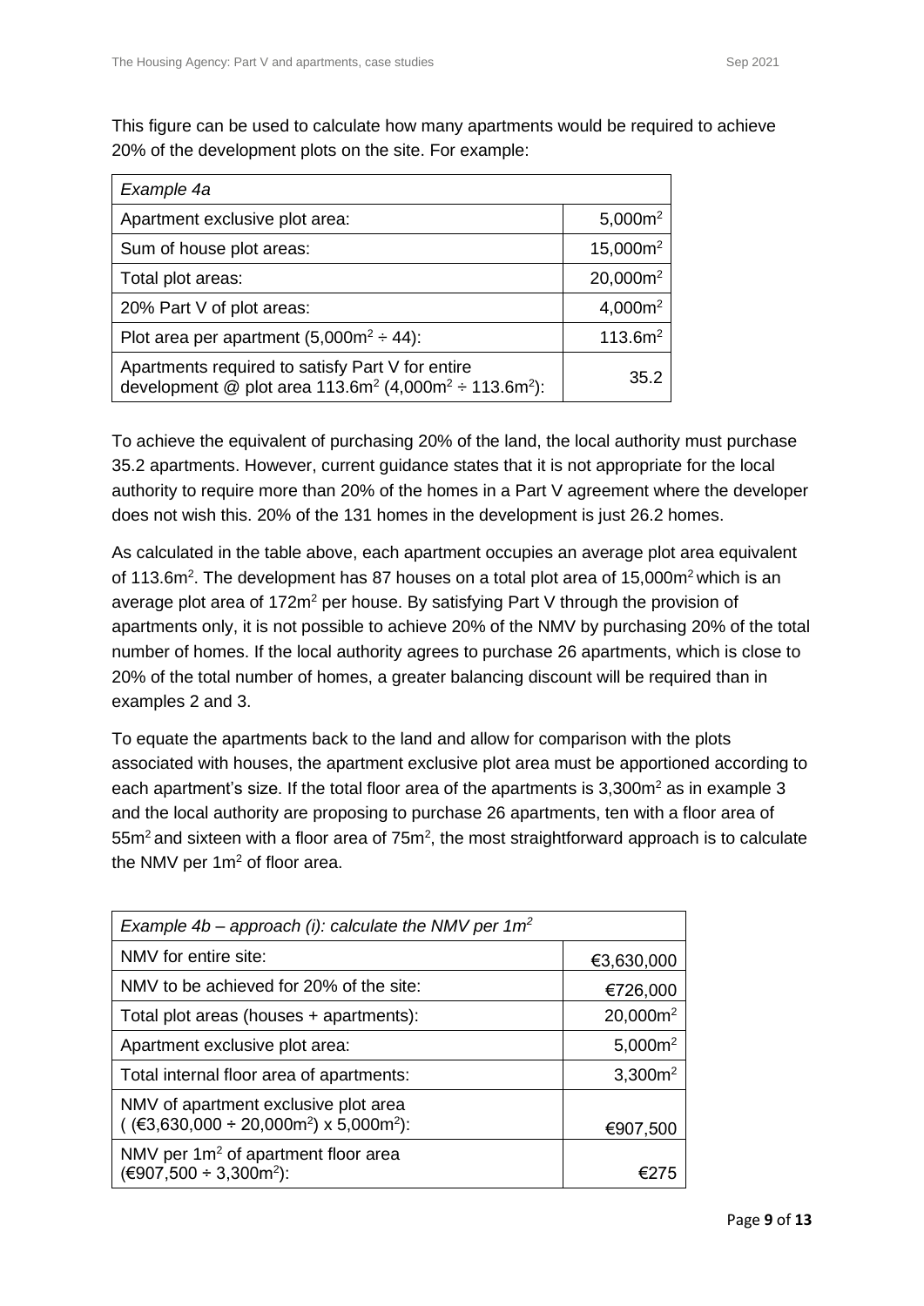This figure can be used to calculate how many apartments would be required to achieve 20% of the development plots on the site. For example:

| *Example 4a* | |
|---|---|
| Apartment exclusive plot area: | $5{,}000m^2$ |
| Sum of house plot areas: | $15{,}000m^2$ |
| Total plot areas: | $20{,}000m^2$ |
| 20% Part V of plot areas: | $4{,}000m^2$ |
| Plot area per apartment ($5{,}000m^2 \div 44$): | $113.6m^2$ |
| Apartments required to satisfy Part V for entire development @ plot area $113.6m^2$ ($4{,}000m^2 \div 113.6m^2$): | 35.2 |

To achieve the equivalent of purchasing 20% of the land, the local authority must purchase 35.2 apartments. However, current guidance states that it is not appropriate for the local authority to require more than 20% of the homes in a Part V agreement where the developer does not wish this. 20% of the 131 homes in the development is just 26.2 homes.

As calculated in the table above, each apartment occupies an average plot area equivalent of $113.6m^2$. The development has 87 houses on a total plot area of $15{,}000m^2$ which is an average plot area of $172m^2$ per house. By satisfying Part V through the provision of apartments only, it is not possible to achieve 20% of the NMV by purchasing 20% of the total number of homes. If the local authority agrees to purchase 26 apartments, which is close to 20% of the total number of homes, a greater balancing discount will be required than in examples 2 and 3.

To equate the apartments back to the land and allow for comparison with the plots associated with houses, the apartment exclusive plot area must be apportioned according to each apartment's size. If the total floor area of the apartments is $3{,}300m^2$ as in example 3 and the local authority are proposing to purchase 26 apartments, ten with a floor area of $55m^2$ and sixteen with a floor area of $75m^2$, the most straightforward approach is to calculate the NMV per $1m^2$ of floor area.

| *Example 4b – approach (i): calculate the NMV per $1m^2$* | |
|---|---|
| NMV for entire site: | €3,630,000 |
| NMV to be achieved for 20% of the site: | €726,000 |
| Total plot areas (houses + apartments): | $20{,}000m^2$ |
| Apartment exclusive plot area: | $5{,}000m^2$ |
| Total internal floor area of apartments: | $3{,}300m^2$ |
| NMV of apartment exclusive plot area ( (€3,630,000 ÷ $20{,}000m^2$) x $5{,}000m^2$): | €907,500 |
| NMV per $1m^2$ of apartment floor area (€907,500 ÷ $3{,}300m^2$): | €275 |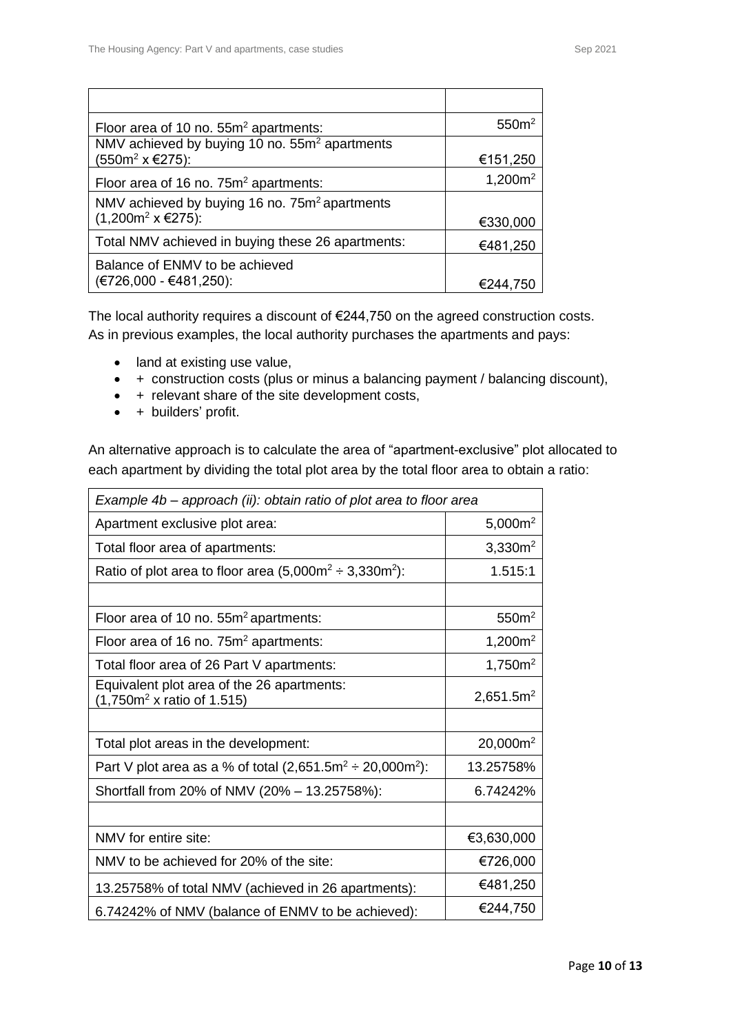| | |
|---|---|
| Floor area of 10 no. 55m$^2$ apartments: | 550m$^2$ |
| NMV achieved by buying 10 no. 55m$^2$ apartments (550m$^2$ x €275): | €151,250 |
| Floor area of 16 no. 75m$^2$ apartments: | 1,200m$^2$ |
| NMV achieved by buying 16 no. 75m$^2$ apartments (1,200m$^2$ x €275): | €330,000 |
| Total NMV achieved in buying these 26 apartments: | €481,250 |
| Balance of ENMV to be achieved (€726,000 - €481,250): | €244,750 |

The local authority requires a discount of €244,750 on the agreed construction costs. As in previous examples, the local authority purchases the apartments and pays:

- land at existing use value,
- \+ construction costs (plus or minus a balancing payment / balancing discount),
- \+ relevant share of the site development costs,
- \+ builders' profit.

An alternative approach is to calculate the area of "apartment-exclusive" plot allocated to each apartment by dividing the total plot area by the total floor area to obtain a ratio:

| *Example 4b – approach (ii): obtain ratio of plot area to floor area* | |
|---|---|
| Apartment exclusive plot area: | 5,000m$^2$ |
| Total floor area of apartments: | 3,330m$^2$ |
| Ratio of plot area to floor area (5,000m$^2$ ÷ 3,330m$^2$): | 1.515:1 |
| | |
| Floor area of 10 no. 55m$^2$ apartments: | 550m$^2$ |
| Floor area of 16 no. 75m$^2$ apartments: | 1,200m$^2$ |
| Total floor area of 26 Part V apartments: | 1,750m$^2$ |
| Equivalent plot area of the 26 apartments: (1,750m$^2$ x ratio of 1.515) | 2,651.5m$^2$ |
| | |
| Total plot areas in the development: | 20,000m$^2$ |
| Part V plot area as a % of total (2,651.5m$^2$ ÷ 20,000m$^2$): | 13.25758% |
| Shortfall from 20% of NMV (20% – 13.25758%): | 6.74242% |
| | |
| NMV for entire site: | €3,630,000 |
| NMV to be achieved for 20% of the site: | €726,000 |
| 13.25758% of total NMV (achieved in 26 apartments): | €481,250 |
| 6.74242% of NMV (balance of ENMV to be achieved): | €244,750 |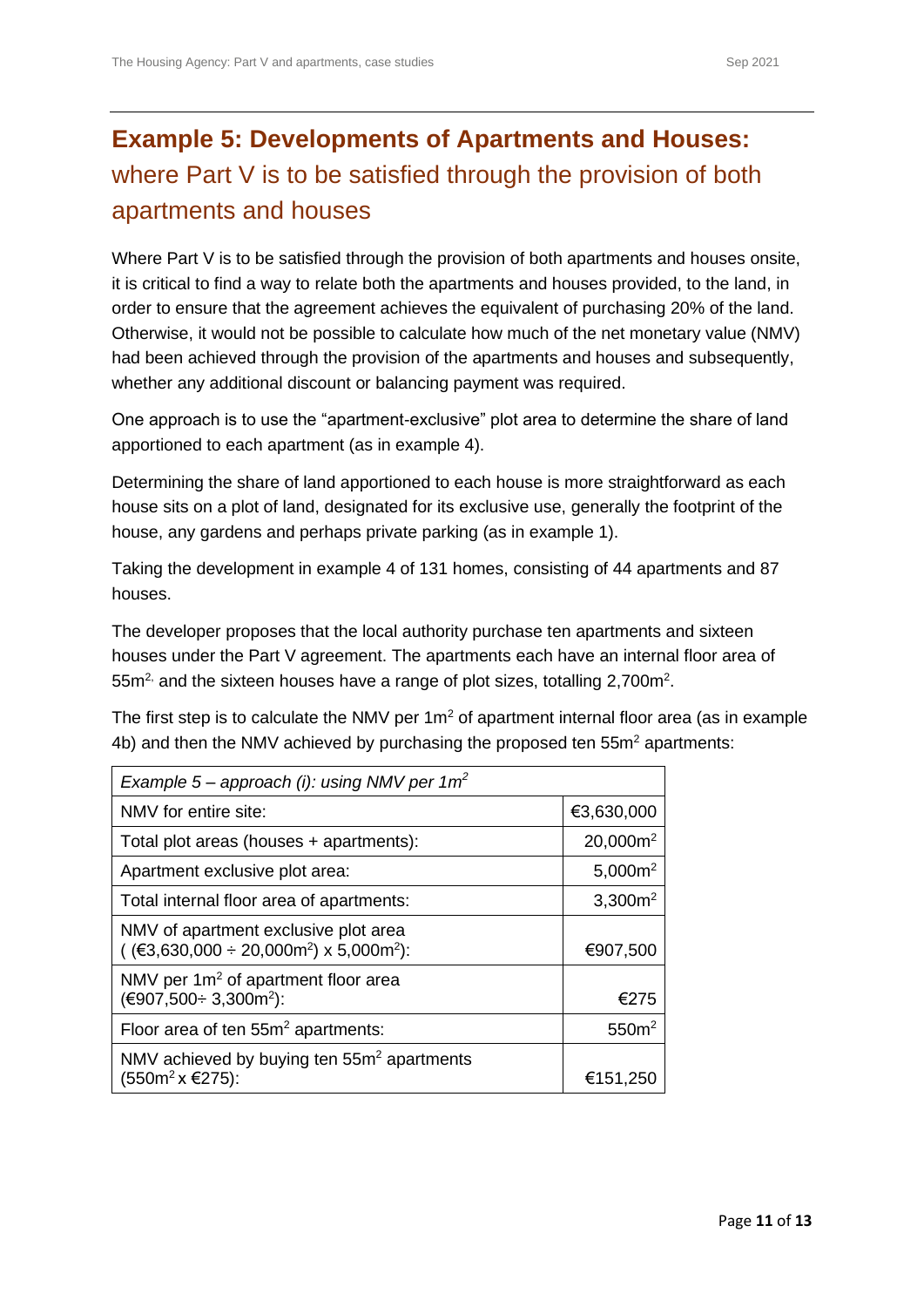## Example 5: Developments of Apartments and Houses: where Part V is to be satisfied through the provision of both apartments and houses

Where Part V is to be satisfied through the provision of both apartments and houses onsite, it is critical to find a way to relate both the apartments and houses provided, to the land, in order to ensure that the agreement achieves the equivalent of purchasing 20% of the land. Otherwise, it would not be possible to calculate how much of the net monetary value (NMV) had been achieved through the provision of the apartments and houses and subsequently, whether any additional discount or balancing payment was required.

One approach is to use the "apartment-exclusive" plot area to determine the share of land apportioned to each apartment (as in example 4).

Determining the share of land apportioned to each house is more straightforward as each house sits on a plot of land, designated for its exclusive use, generally the footprint of the house, any gardens and perhaps private parking (as in example 1).

Taking the development in example 4 of 131 homes, consisting of 44 apartments and 87 houses.

The developer proposes that the local authority purchase ten apartments and sixteen houses under the Part V agreement. The apartments each have an internal floor area of 55m$^{2}$, and the sixteen houses have a range of plot sizes, totalling 2,700m$^{2}$.

The first step is to calculate the NMV per 1m$^{2}$ of apartment internal floor area (as in example 4b) and then the NMV achieved by purchasing the proposed ten 55m$^{2}$ apartments:

| *Example 5 – approach (i): using NMV per 1m$^{2}$* | |
|---|---|
| NMV for entire site: | €3,630,000 |
| Total plot areas (houses + apartments): | 20,000m$^{2}$ |
| Apartment exclusive plot area: | 5,000m$^{2}$ |
| Total internal floor area of apartments: | 3,300m$^{2}$ |
| NMV of apartment exclusive plot area ( (€3,630,000 ÷ 20,000m$^{2}$) x 5,000m$^{2}$): | €907,500 |
| NMV per 1m$^{2}$ of apartment floor area (€907,500÷ 3,300m$^{2}$): | €275 |
| Floor area of ten 55m$^{2}$ apartments: | 550m$^{2}$ |
| NMV achieved by buying ten 55m$^{2}$ apartments (550m$^{2}$ x €275): | €151,250 |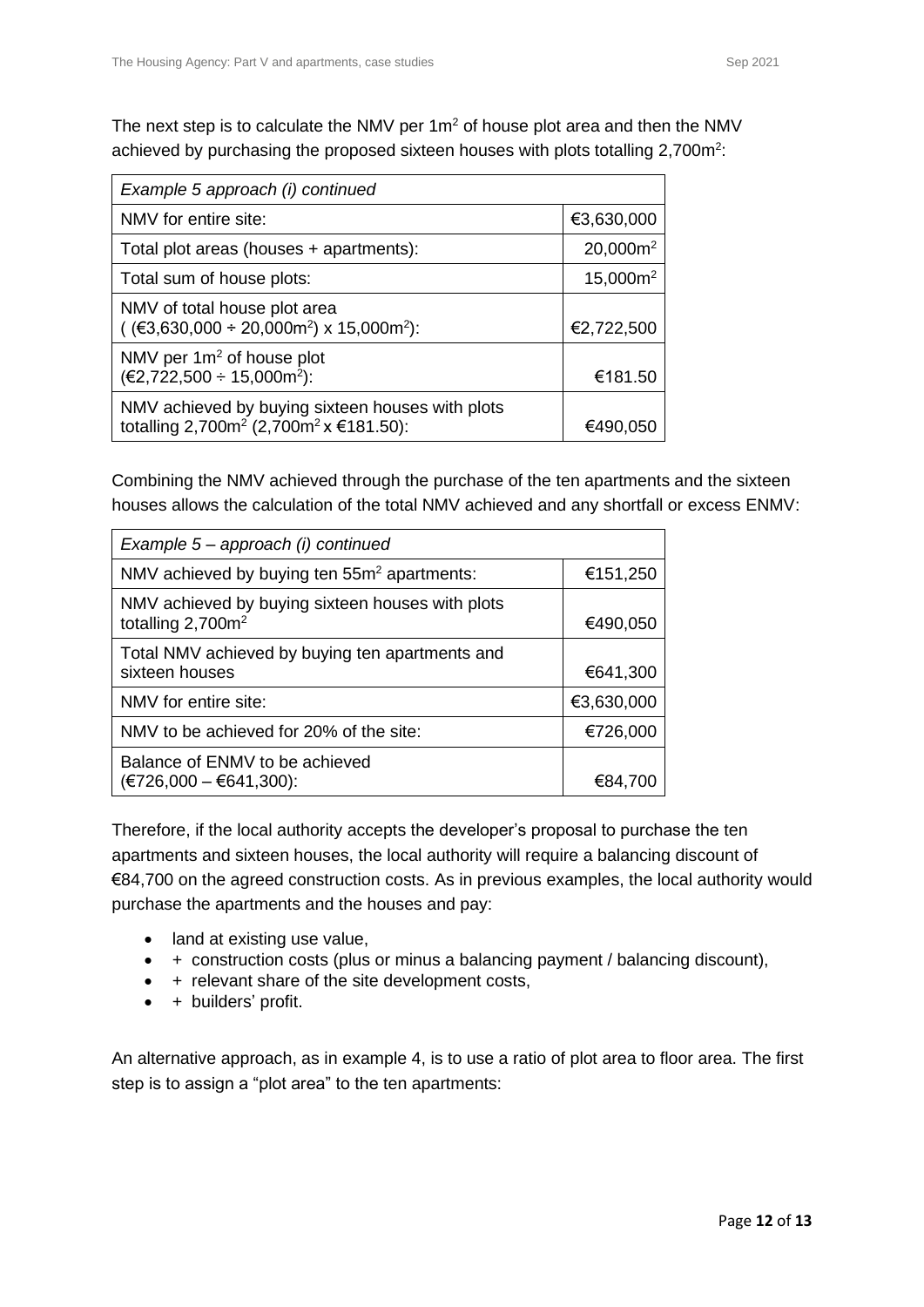The next step is to calculate the NMV per $1m^2$ of house plot area and then the NMV achieved by purchasing the proposed sixteen houses with plots totalling $2,700m^2$:

| *Example 5 approach (i) continued* | |
|---|---|
| NMV for entire site: | €3,630,000 |
| Total plot areas (houses + apartments): | $20,000m^2$ |
| Total sum of house plots: | $15,000m^2$ |
| NMV of total house plot area ( (€3,630,000 ÷ $20,000m^2$) x $15,000m^2$): | €2,722,500 |
| NMV per $1m^2$ of house plot (€2,722,500 ÷ $15,000m^2$): | €181.50 |
| NMV achieved by buying sixteen houses with plots totalling $2,700m^2$ ($2,700m^2$ x €181.50): | €490,050 |

Combining the NMV achieved through the purchase of the ten apartments and the sixteen houses allows the calculation of the total NMV achieved and any shortfall or excess ENMV:

| *Example 5 – approach (i) continued* | |
|---|---|
| NMV achieved by buying ten $55m^2$ apartments: | €151,250 |
| NMV achieved by buying sixteen houses with plots totalling $2,700m^2$ | €490,050 |
| Total NMV achieved by buying ten apartments and sixteen houses | €641,300 |
| NMV for entire site: | €3,630,000 |
| NMV to be achieved for 20% of the site: | €726,000 |
| Balance of ENMV to be achieved (€726,000 – €641,300): | €84,700 |

Therefore, if the local authority accepts the developer's proposal to purchase the ten apartments and sixteen houses, the local authority will require a balancing discount of €84,700 on the agreed construction costs. As in previous examples, the local authority would purchase the apartments and the houses and pay:

- land at existing use value,
- + construction costs (plus or minus a balancing payment / balancing discount),
- + relevant share of the site development costs,
- + builders' profit.

An alternative approach, as in example 4, is to use a ratio of plot area to floor area. The first step is to assign a "plot area" to the ten apartments: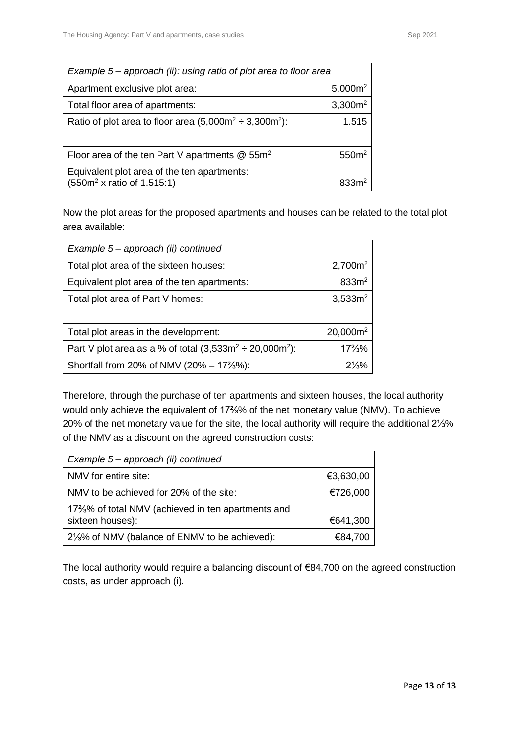| Example 5 – approach (ii): using ratio of plot area to floor area | |
|---|---|
| Apartment exclusive plot area: | 5,000m$^2$ |
| Total floor area of apartments: | 3,300m$^2$ |
| Ratio of plot area to floor area (5,000m$^2$ ÷ 3,300m$^2$): | 1.515 |
| | |
| Floor area of the ten Part V apartments @ 55m$^2$ | 550m$^2$ |
| Equivalent plot area of the ten apartments: (550m$^2$ x ratio of 1.515:1) | 833m$^2$ |

Now the plot areas for the proposed apartments and houses can be related to the total plot area available:

| Example 5 – approach (ii) continued | |
|---|---|
| Total plot area of the sixteen houses: | 2,700m$^2$ |
| Equivalent plot area of the ten apartments: | 833m$^2$ |
| Total plot area of Part V homes: | 3,533m$^2$ |
| | |
| Total plot areas in the development: | 20,000m$^2$ |
| Part V plot area as a % of total (3,533m$^2$ ÷ 20,000m$^2$): | 17⅔% |
| Shortfall from 20% of NMV (20% – 17⅔%): | 2⅓% |

Therefore, through the purchase of ten apartments and sixteen houses, the local authority would only achieve the equivalent of 17⅔% of the net monetary value (NMV). To achieve 20% of the net monetary value for the site, the local authority will require the additional 2⅓% of the NMV as a discount on the agreed construction costs:

| Example 5 – approach (ii) continued | |
|---|---|
| NMV for entire site: | €3,630,00 |
| NMV to be achieved for 20% of the site: | €726,000 |
| 17⅔% of total NMV (achieved in ten apartments and sixteen houses): | €641,300 |
| 2⅓% of NMV (balance of ENMV to be achieved): | €84,700 |

The local authority would require a balancing discount of €84,700 on the agreed construction costs, as under approach (i).